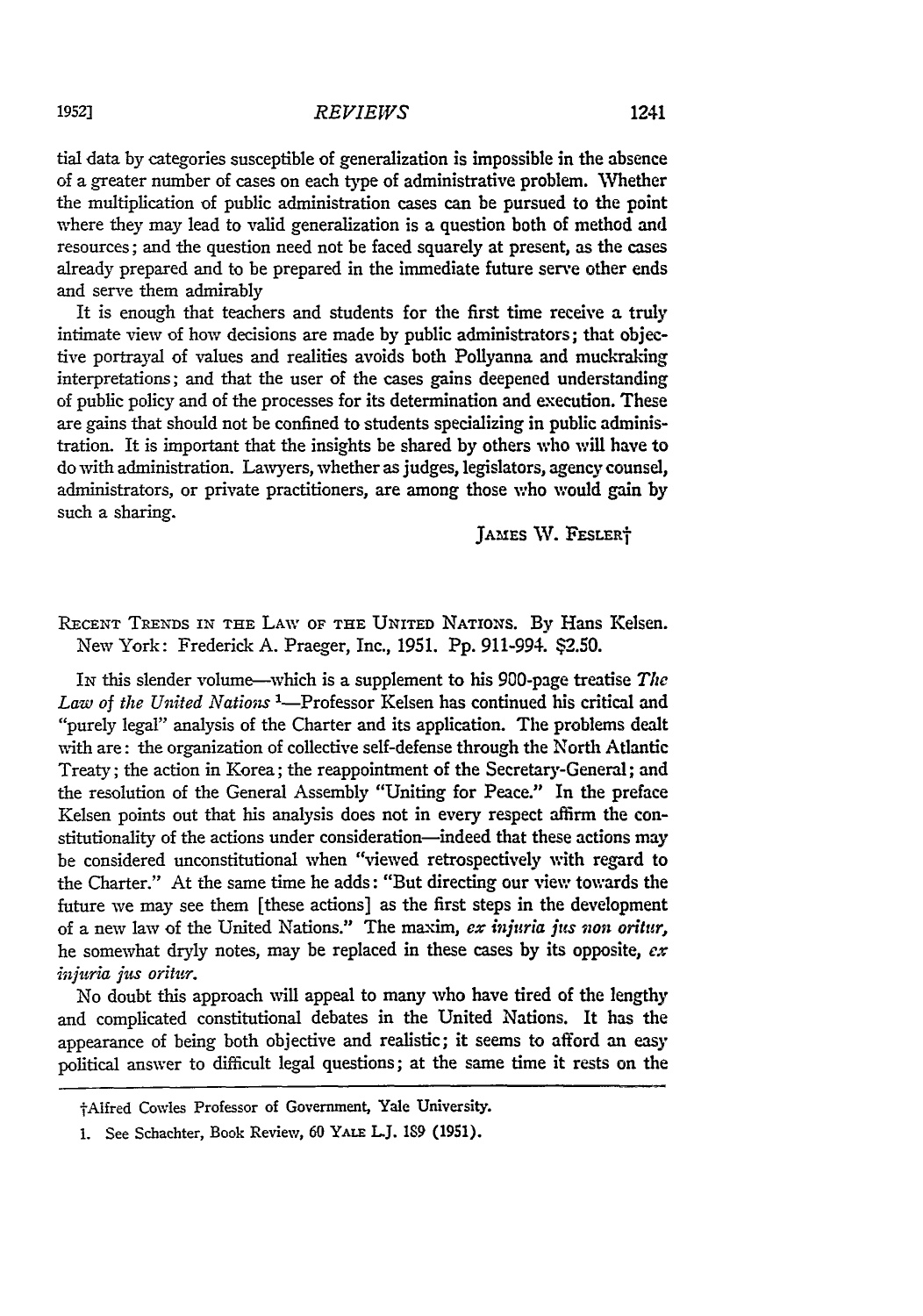tial data by categories susceptible of generalization is impossible in the absence of a greater number of cases on each type of administrative problem. Whether the multiplication of public administration cases can be pursued to the point where they may lead to valid generalization is a question both of method and resources; and the question need not be faced squarely at present, as the cases already prepared and to be prepared in the immediate future serve other ends and serve them admirably

It is enough that teachers and students for the first time receive a truly intimate view of how decisions are made by public administrators; that objective portrayal of values and realities avoids both Pollyanna and muckraking interpretations; and that the user of the cases gains deepened understanding of public policy and of the processes for its determination and execution. These are gains that should not be confined to students specializing in public administration. It is important that the insights be shared by others who will have to do with administration. Lawyers, whether as judges, legislators, agency counsel, administrators, or private practitioners, are among those who would gain by such a sharing.

JAMES W. FESLER†

RECENT TRENDS IN THE LAW OF THE UNITED NATIONS. By Hans Kelsen. New York: Frederick A. Praeger, Inc., 1951. Pp. 911-994. $2.50.

IN this slender volume—which is a supplement to his 900-page treatise *The Law of the United Nations* [1]—Professor Kelsen has continued his critical and "purely legal" analysis of the Charter and its application. The problems dealt with are: the organization of collective self-defense through the North Atlantic Treaty; the action in Korea; the reappointment of the Secretary-General; and the resolution of the General Assembly "Uniting for Peace." In the preface Kelsen points out that his analysis does not in every respect affirm the constitutionality of the actions under consideration—indeed that these actions may be considered unconstitutional when "viewed retrospectively with regard to the Charter." At the same time he adds: "But directing our view towards the future we may see them [these actions] as the first steps in the development of a new law of the United Nations." The maxim, *ex injuria jus non oritur,* he somewhat dryly notes, may be replaced in these cases by its opposite, *ex injuria jus oritur.*

No doubt this approach will appeal to many who have tired of the lengthy and complicated constitutional debates in the United Nations. It has the appearance of being both objective and realistic; it seems to afford an easy political answer to difficult legal questions; at the same time it rests on the

†Alfred Cowles Professor of Government, Yale University.

1. See Schachter, Book Review, 60 YALE L.J. 189 (1951).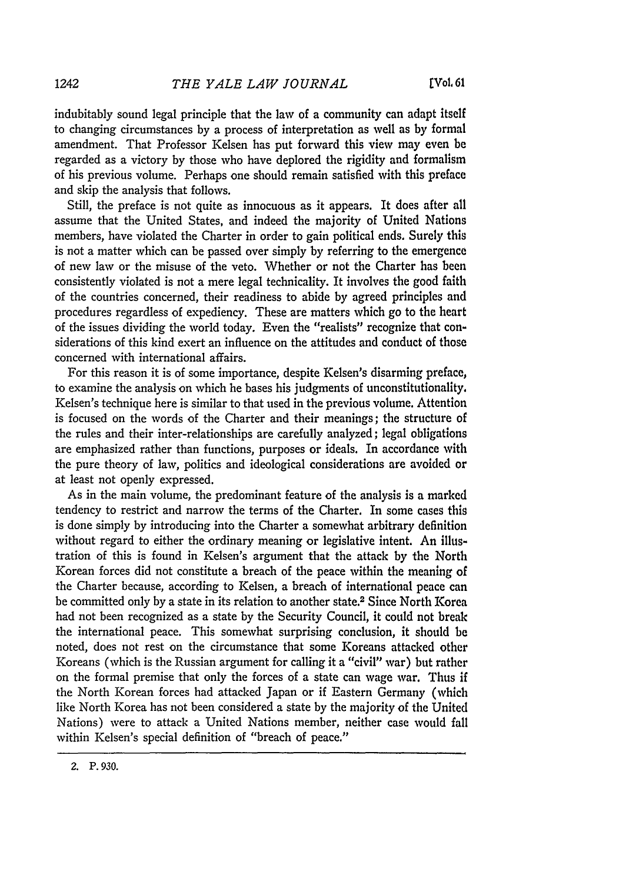indubitably sound legal principle that the law of a community can adapt itself to changing circumstances by a process of interpretation as well as by formal amendment. That Professor Kelsen has put forward this view may even be regarded as a victory by those who have deplored the rigidity and formalism of his previous volume. Perhaps one should remain satisfied with this preface and skip the analysis that follows.

Still, the preface is not quite as innocuous as it appears. It does after all assume that the United States, and indeed the majority of United Nations members, have violated the Charter in order to gain political ends. Surely this is not a matter which can be passed over simply by referring to the emergence of new law or the misuse of the veto. Whether or not the Charter has been consistently violated is not a mere legal technicality. It involves the good faith of the countries concerned, their readiness to abide by agreed principles and procedures regardless of expediency. These are matters which go to the heart of the issues dividing the world today. Even the "realists" recognize that considerations of this kind exert an influence on the attitudes and conduct of those concerned with international affairs.

For this reason it is of some importance, despite Kelsen's disarming preface, to examine the analysis on which he bases his judgments of unconstitutionality. Kelsen's technique here is similar to that used in the previous volume. Attention is focused on the words of the Charter and their meanings; the structure of the rules and their inter-relationships are carefully analyzed; legal obligations are emphasized rather than functions, purposes or ideals. In accordance with the pure theory of law, politics and ideological considerations are avoided or at least not openly expressed.

As in the main volume, the predominant feature of the analysis is a marked tendency to restrict and narrow the terms of the Charter. In some cases this is done simply by introducing into the Charter a somewhat arbitrary definition without regard to either the ordinary meaning or legislative intent. An illustration of this is found in Kelsen's argument that the attack by the North Korean forces did not constitute a breach of the peace within the meaning of the Charter because, according to Kelsen, a breach of international peace can be committed only by a state in its relation to another state.[2] Since North Korea had not been recognized as a state by the Security Council, it could not break the international peace. This somewhat surprising conclusion, it should be noted, does not rest on the circumstance that some Koreans attacked other Koreans (which is the Russian argument for calling it a "civil" war) but rather on the formal premise that only the forces of a state can wage war. Thus if the North Korean forces had attacked Japan or if Eastern Germany (which like North Korea has not been considered a state by the majority of the United Nations) were to attack a United Nations member, neither case would fall within Kelsen's special definition of "breach of peace."

2. P. 930.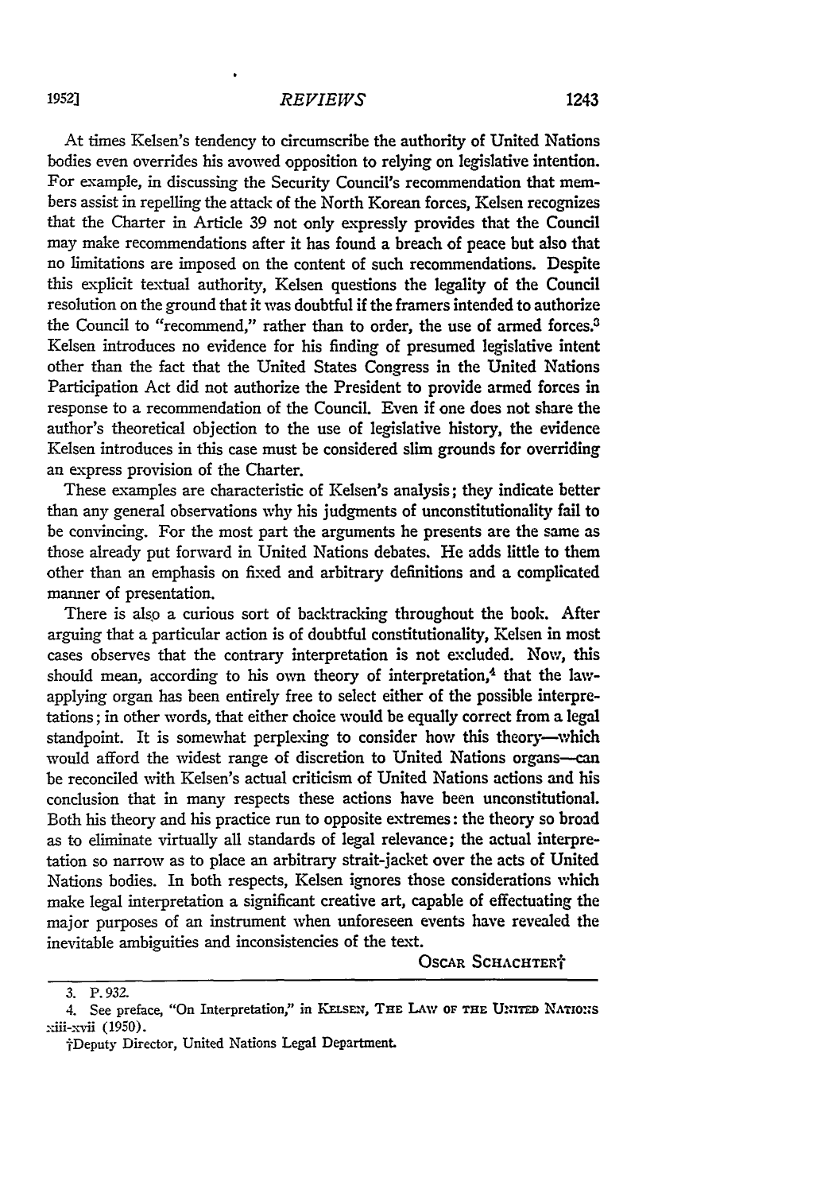At times Kelsen's tendency to circumscribe the authority of United Nations bodies even overrides his avowed opposition to relying on legislative intention. For example, in discussing the Security Council's recommendation that members assist in repelling the attack of the North Korean forces, Kelsen recognizes that the Charter in Article 39 not only expressly provides that the Council may make recommendations after it has found a breach of peace but also that no limitations are imposed on the content of such recommendations. Despite this explicit textual authority, Kelsen questions the legality of the Council resolution on the ground that it was doubtful if the framers intended to authorize the Council to "recommend," rather than to order, the use of armed forces.[3] Kelsen introduces no evidence for his finding of presumed legislative intent other than the fact that the United States Congress in the United Nations Participation Act did not authorize the President to provide armed forces in response to a recommendation of the Council. Even if one does not share the author's theoretical objection to the use of legislative history, the evidence Kelsen introduces in this case must be considered slim grounds for overriding an express provision of the Charter.

These examples are characteristic of Kelsen's analysis; they indicate better than any general observations why his judgments of unconstitutionality fail to be convincing. For the most part the arguments he presents are the same as those already put forward in United Nations debates. He adds little to them other than an emphasis on fixed and arbitrary definitions and a complicated manner of presentation.

There is also a curious sort of backtracking throughout the book. After arguing that a particular action is of doubtful constitutionality, Kelsen in most cases observes that the contrary interpretation is not excluded. Now, this should mean, according to his own theory of interpretation,[4] that the law-applying organ has been entirely free to select either of the possible interpretations; in other words, that either choice would be equally correct from a legal standpoint. It is somewhat perplexing to consider how this theory—which would afford the widest range of discretion to United Nations organs—can be reconciled with Kelsen's actual criticism of United Nations actions and his conclusion that in many respects these actions have been unconstitutional. Both his theory and his practice run to opposite extremes: the theory so broad as to eliminate virtually all standards of legal relevance; the actual interpretation so narrow as to place an arbitrary strait-jacket over the acts of United Nations bodies. In both respects, Kelsen ignores those considerations which make legal interpretation a significant creative art, capable of effectuating the major purposes of an instrument when unforeseen events have revealed the inevitable ambiguities and inconsistencies of the text.

OSCAR SCHACHTER†

---

3. P. 932.

4. See preface, "On Interpretation," in KELSEN, THE LAW OF THE UNITED NATIONS xiii-xvii (1950).

†Deputy Director, United Nations Legal Department.